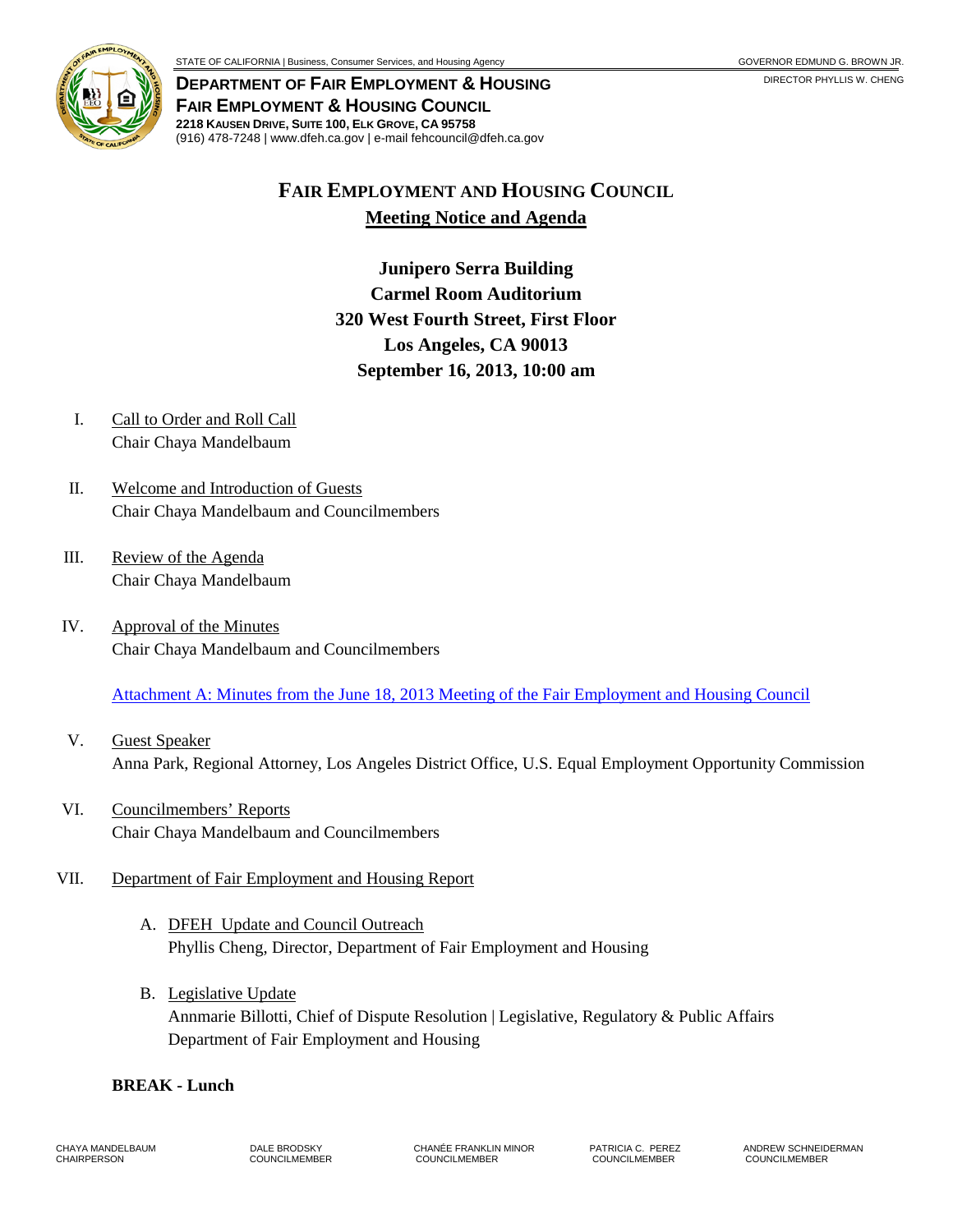STATE OF CALIFORNIA | Business, Consumer Services, and Housing Agency

GOVERNOR EDMUND G. BROWN JR.

**DEPARTMENT OF FAIR EMPLOYMENT & HOUSING**
**FAIR EMPLOYMENT & HOUSING COUNCIL**
**2218 KAUSEN DRIVE, SUITE 100, ELK GROVE, CA 95758**
(916) 478-7248 | www.dfeh.ca.gov | e-mail fehcouncil@dfeh.ca.gov

DIRECTOR PHYLLIS W. CHENG

# FAIR EMPLOYMENT AND HOUSING COUNCIL

## Meeting Notice and Agenda

**Junipero Serra Building**
**Carmel Room Auditorium**
**320 West Fourth Street, First Floor**
**Los Angeles, CA 90013**
**September 16, 2013, 10:00 am**

I. Call to Order and Roll Call
Chair Chaya Mandelbaum

II. Welcome and Introduction of Guests
Chair Chaya Mandelbaum and Councilmembers

III. Review of the Agenda
Chair Chaya Mandelbaum

IV. Approval of the Minutes
Chair Chaya Mandelbaum and Councilmembers

Attachment A: Minutes from the June 18, 2013 Meeting of the Fair Employment and Housing Council

V. Guest Speaker
Anna Park, Regional Attorney, Los Angeles District Office, U.S. Equal Employment Opportunity Commission

VI. Councilmembers' Reports
Chair Chaya Mandelbaum and Councilmembers

VII. Department of Fair Employment and Housing Report

A. DFEH Update and Council Outreach
Phyllis Cheng, Director, Department of Fair Employment and Housing

B. Legislative Update
Annmarie Billotti, Chief of Dispute Resolution | Legislative, Regulatory & Public Affairs
Department of Fair Employment and Housing

**BREAK - Lunch**

CHAYA MANDELBAUM, CHAIRPERSON | DALE BRODSKY, COUNCILMEMBER | CHANÉE FRANKLIN MINOR, COUNCILMEMBER | PATRICIA C. PEREZ, COUNCILMEMBER | ANDREW SCHNEIDERMAN, COUNCILMEMBER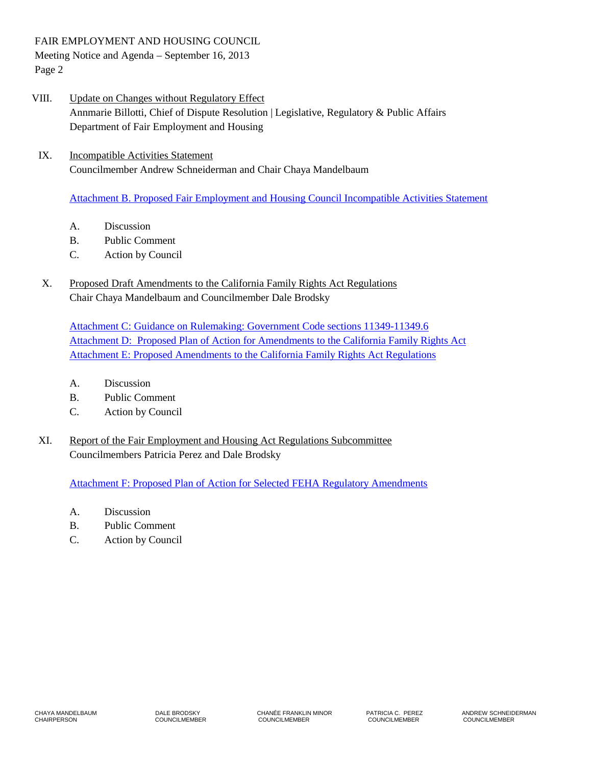VIII. Update on Changes without Regulatory Effect
Annmarie Billotti, Chief of Dispute Resolution | Legislative, Regulatory & Public Affairs
Department of Fair Employment and Housing

IX. Incompatible Activities Statement
Councilmember Andrew Schneiderman and Chair Chaya Mandelbaum

Attachment B. Proposed Fair Employment and Housing Council Incompatible Activities Statement

A. Discussion
B. Public Comment
C. Action by Council

X. Proposed Draft Amendments to the California Family Rights Act Regulations
Chair Chaya Mandelbaum and Councilmember Dale Brodsky

Attachment C: Guidance on Rulemaking: Government Code sections 11349-11349.6
Attachment D: Proposed Plan of Action for Amendments to the California Family Rights Act
Attachment E: Proposed Amendments to the California Family Rights Act Regulations

A. Discussion
B. Public Comment
C. Action by Council

XI. Report of the Fair Employment and Housing Act Regulations Subcommittee
Councilmembers Patricia Perez and Dale Brodsky

Attachment F: Proposed Plan of Action for Selected FEHA Regulatory Amendments

A. Discussion
B. Public Comment
C. Action by Council

CHAYA MANDELBAUM, CHAIRPERSON | DALE BRODSKY, COUNCILMEMBER | CHANÉE FRANKLIN MINOR, COUNCILMEMBER | PATRICIA C. PEREZ, COUNCILMEMBER | ANDREW SCHNEIDERMAN, COUNCILMEMBER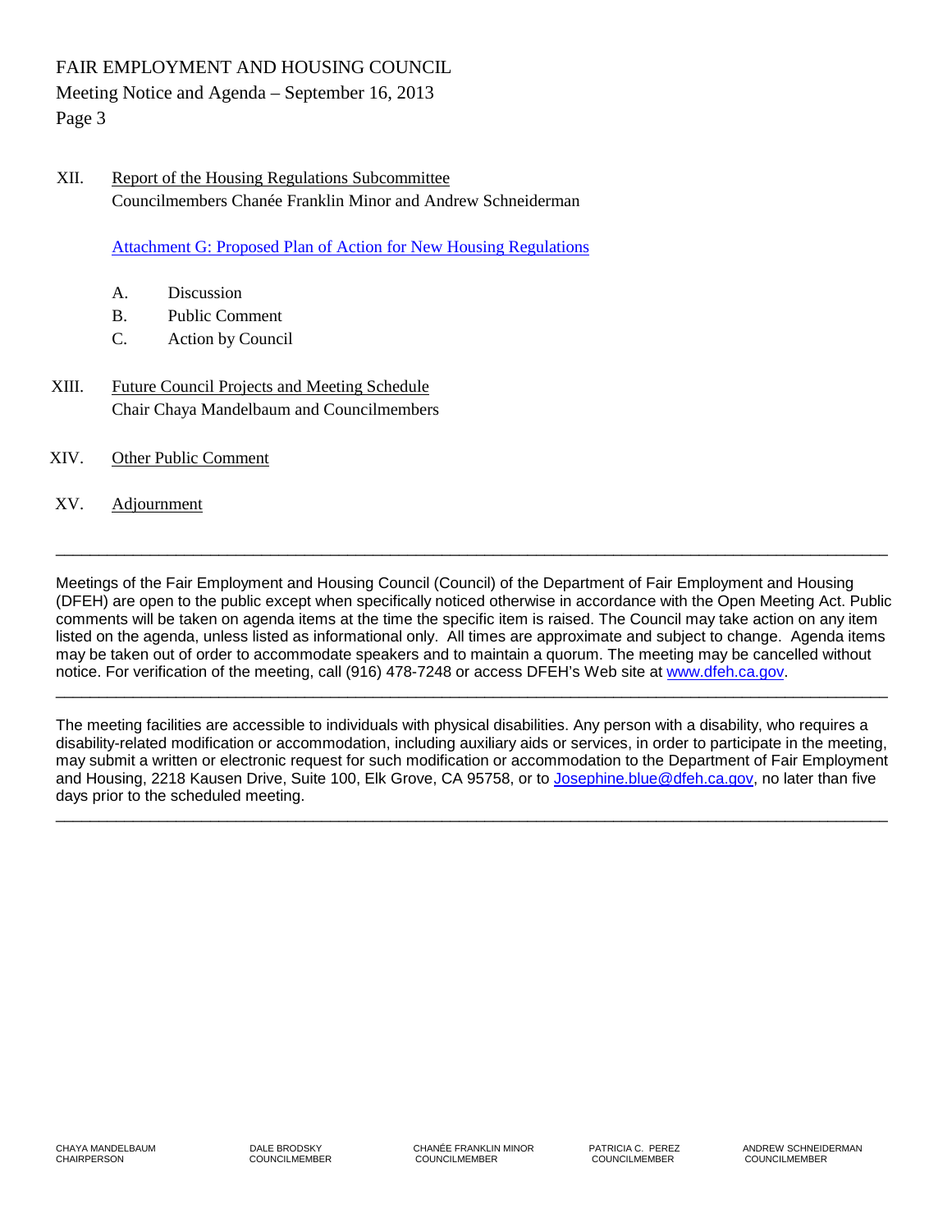XII. Report of the Housing Regulations Subcommittee
Councilmembers Chanée Franklin Minor and Andrew Schneiderman

[Attachment G: Proposed Plan of Action for New Housing Regulations]

A. Discussion
B. Public Comment
C. Action by Council

XIII. Future Council Projects and Meeting Schedule
Chair Chaya Mandelbaum and Councilmembers

XIV. Other Public Comment

XV. Adjournment

---

Meetings of the Fair Employment and Housing Council (Council) of the Department of Fair Employment and Housing (DFEH) are open to the public except when specifically noticed otherwise in accordance with the Open Meeting Act. Public comments will be taken on agenda items at the time the specific item is raised. The Council may take action on any item listed on the agenda, unless listed as informational only. All times are approximate and subject to change. Agenda items may be taken out of order to accommodate speakers and to maintain a quorum. The meeting may be cancelled without notice. For verification of the meeting, call (916) 478-7248 or access DFEH's Web site at www.dfeh.ca.gov.

---

The meeting facilities are accessible to individuals with physical disabilities. Any person with a disability, who requires a disability-related modification or accommodation, including auxiliary aids or services, in order to participate in the meeting, may submit a written or electronic request for such modification or accommodation to the Department of Fair Employment and Housing, 2218 Kausen Drive, Suite 100, Elk Grove, CA 95758, or to Josephine.blue@dfeh.ca.gov, no later than five days prior to the scheduled meeting.

---

CHAYA MANDELBAUM, CHAIRPERSON | DALE BRODSKY, COUNCILMEMBER | CHANÉE FRANKLIN MINOR, COUNCILMEMBER | PATRICIA C. PEREZ, COUNCILMEMBER | ANDREW SCHNEIDERMAN, COUNCILMEMBER